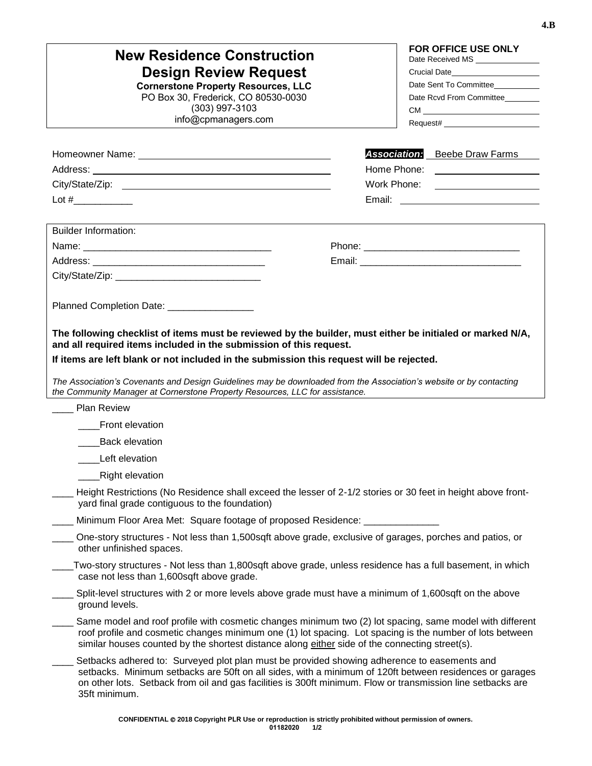4.B

# New Residence Construction Design Review Request

**Cornerstone Property Resources, LLC**
PO Box 30, Frederick, CO 80530-0030
(303) 997-3103
info@cpmanagers.com

**FOR OFFICE USE ONLY**
Date Received MS ______________
Crucial Date ______________
Date Sent To Committee ______________
Date Rcvd From Committee ______________
CM ______________
Request# ______________

Homeowner Name: ______________________________
Address: ______________________________
City/State/Zip: ______________________________
Lot #___________

***Association:*** Beebe Draw Farms
Home Phone: ______________
Work Phone: ______________
Email: ______________

Builder Information:
Name: ______________________________
Address: ______________________________
City/State/Zip: ______________________________
Phone: ______________________________
Email: ______________________________

Planned Completion Date: ________________

**The following checklist of items must be reviewed by the builder, must either be initialed or marked N/A, and all required items included in the submission of this request.**

**If items are left blank or not included in the submission this request will be rejected.**

*The Association's Covenants and Design Guidelines may be downloaded from the Association's website or by contacting the Community Manager at Cornerstone Property Resources, LLC for assistance.*

____ Plan Review

- ____Front elevation
- ____Back elevation
- ____Left elevation
- ____Right elevation

____ Height Restrictions (No Residence shall exceed the lesser of 2-1/2 stories or 30 feet in height above front-yard final grade contiguous to the foundation)

____ Minimum Floor Area Met: Square footage of proposed Residence: ______________

____ One-story structures - Not less than 1,500sqft above grade, exclusive of garages, porches and patios, or other unfinished spaces.

____Two-story structures - Not less than 1,800sqft above grade, unless residence has a full basement, in which case not less than 1,600sqft above grade.

____ Split-level structures with 2 or more levels above grade must have a minimum of 1,600sqft on the above ground levels.

____ Same model and roof profile with cosmetic changes minimum two (2) lot spacing, same model with different roof profile and cosmetic changes minimum one (1) lot spacing. Lot spacing is the number of lots between similar houses counted by the shortest distance along either side of the connecting street(s).

____ Setbacks adhered to: Surveyed plot plan must be provided showing adherence to easements and setbacks. Minimum setbacks are 50ft on all sides, with a minimum of 120ft between residences or garages on other lots. Setback from oil and gas facilities is 300ft minimum. Flow or transmission line setbacks are 35ft minimum.

CONFIDENTIAL © 2018 Copyright PLR Use or reproduction is strictly prohibited without permission of owners.
01182020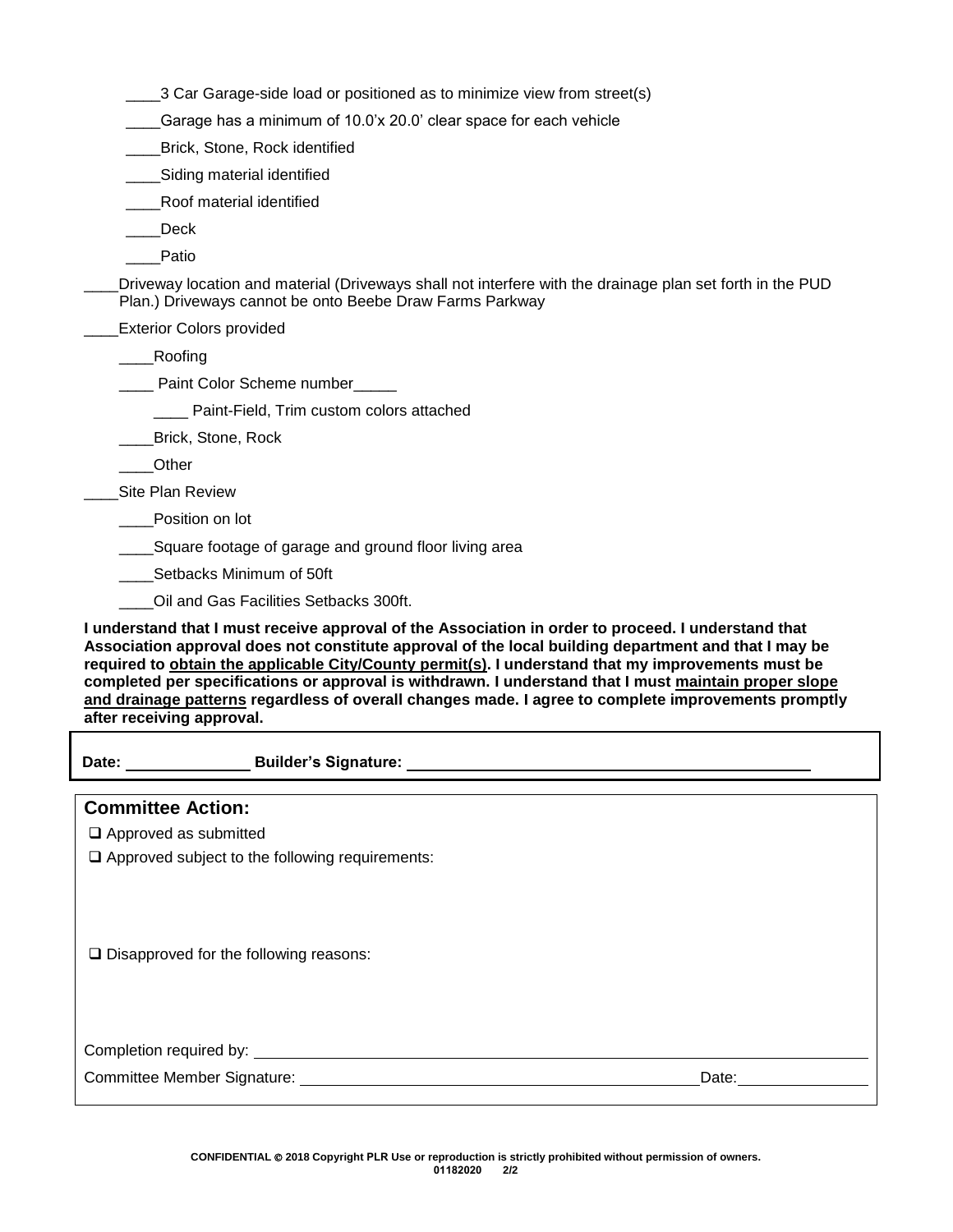- ____3 Car Garage-side load or positioned as to minimize view from street(s)
- ____Garage has a minimum of 10.0'x 20.0' clear space for each vehicle
- ____Brick, Stone, Rock identified
- ____Siding material identified
- ____Roof material identified
- ____Deck
- ____Patio

____Driveway location and material (Driveways shall not interfere with the drainage plan set forth in the PUD Plan.) Driveways cannot be onto Beebe Draw Farms Parkway

____Exterior Colors provided

- ____Roofing
- ____ Paint Color Scheme number_____
  - ____ Paint-Field, Trim custom colors attached
- ____Brick, Stone, Rock
- ____Other

____Site Plan Review

- ____Position on lot
- ____Square footage of garage and ground floor living area
- ____Setbacks Minimum of 50ft
- ____Oil and Gas Facilities Setbacks 300ft.

**I understand that I must receive approval of the Association in order to proceed. I understand that Association approval does not constitute approval of the local building department and that I may be required to obtain the applicable City/County permit(s). I understand that my improvements must be completed per specifications or approval is withdrawn. I understand that I must maintain proper slope and drainage patterns regardless of overall changes made. I agree to complete improvements promptly after receiving approval.**

**Date:** ______________ **Builder's Signature:** ______________________________________________

## Committee Action:

❑ Approved as submitted

❑ Approved subject to the following requirements:

❑ Disapproved for the following reasons:

Completion required by: ______________________________________________

Committee Member Signature: ______________________________________________ Date: ______________

CONFIDENTIAL © 2018 Copyright PLR Use or reproduction is strictly prohibited without permission of owners.
01182020